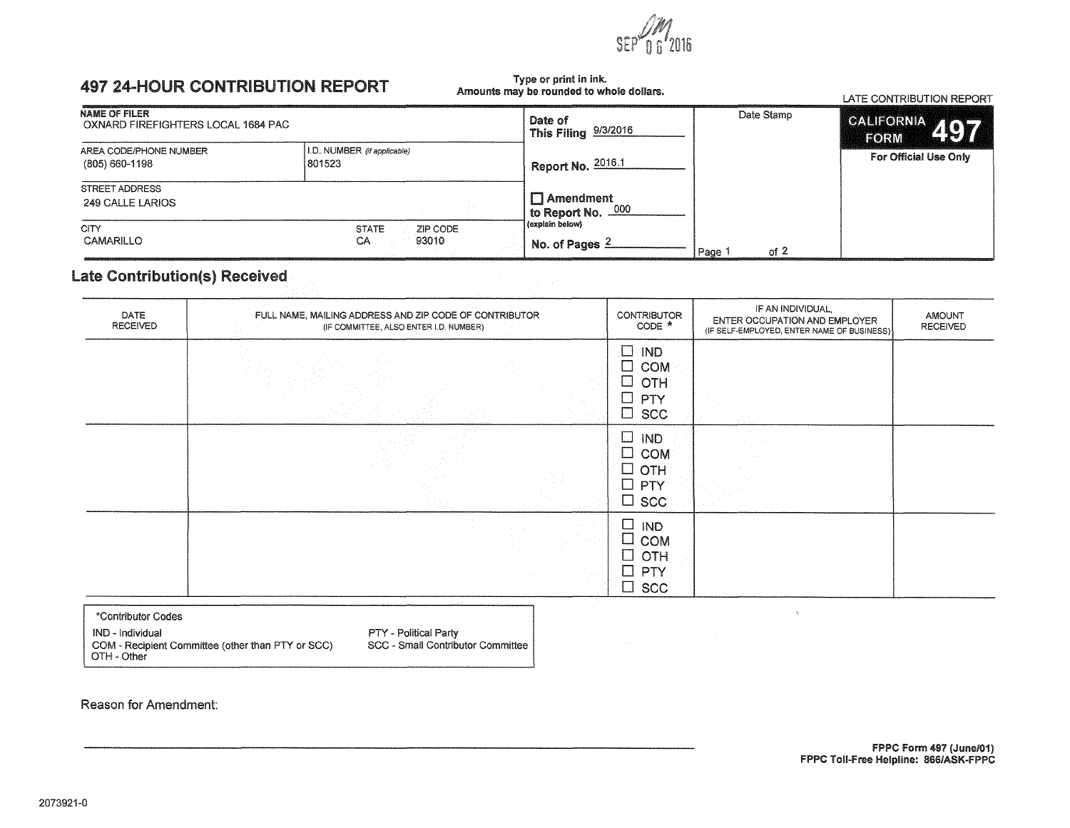SEP 06 2016

# 497 24-HOUR CONTRIBUTION REPORT

**Type or print in ink.**
**Amounts may be rounded to whole dollars.**

LATE CONTRIBUTION REPORT

**CALIFORNIA FORM 497**

**For Official Use Only**

| | | | |
|---|---|---|---|
| **NAME OF FILER** OXNARD FIREFIGHTERS LOCAL 1684 PAC | | **Date of This Filing** 9/3/2016 | Date Stamp |
| AREA CODE/PHONE NUMBER (805) 660-1198 | I.D. NUMBER *(if applicable)* 801523 | **Report No.** 2016.1 | |
| STREET ADDRESS 249 CALLE LARIOS | | ☐ **Amendment to Report No.** 000 (explain below) | |
| CITY CAMARILLO | STATE CA ZIP CODE 93010 | **No. of Pages** 2 | |

## Late Contribution(s) Received

| DATE RECEIVED | FULL NAME, MAILING ADDRESS AND ZIP CODE OF CONTRIBUTOR (IF COMMITTEE, ALSO ENTER I.D. NUMBER) | CONTRIBUTOR CODE * | IF AN INDIVIDUAL, ENTER OCCUPATION AND EMPLOYER (IF SELF-EMPLOYED, ENTER NAME OF BUSINESS) | AMOUNT RECEIVED |
|---|---|---|---|---|
| | | ☐ IND ☐ COM ☐ OTH ☐ PTY ☐ SCC | | |
| | | ☐ IND ☐ COM ☐ OTH ☐ PTY ☐ SCC | | |
| | | ☐ IND ☐ COM ☐ OTH ☐ PTY ☐ SCC | | |

*Contributor Codes

IND - Individual
COM - Recipient Committee (other than PTY or SCC)
OTH - Other
PTY - Political Party
SCC - Small Contributor Committee

Reason for Amendment:

FPPC Form 497 (June/01)
FPPC Toll-Free Helpline: 866/ASK-FPPC

2073921-0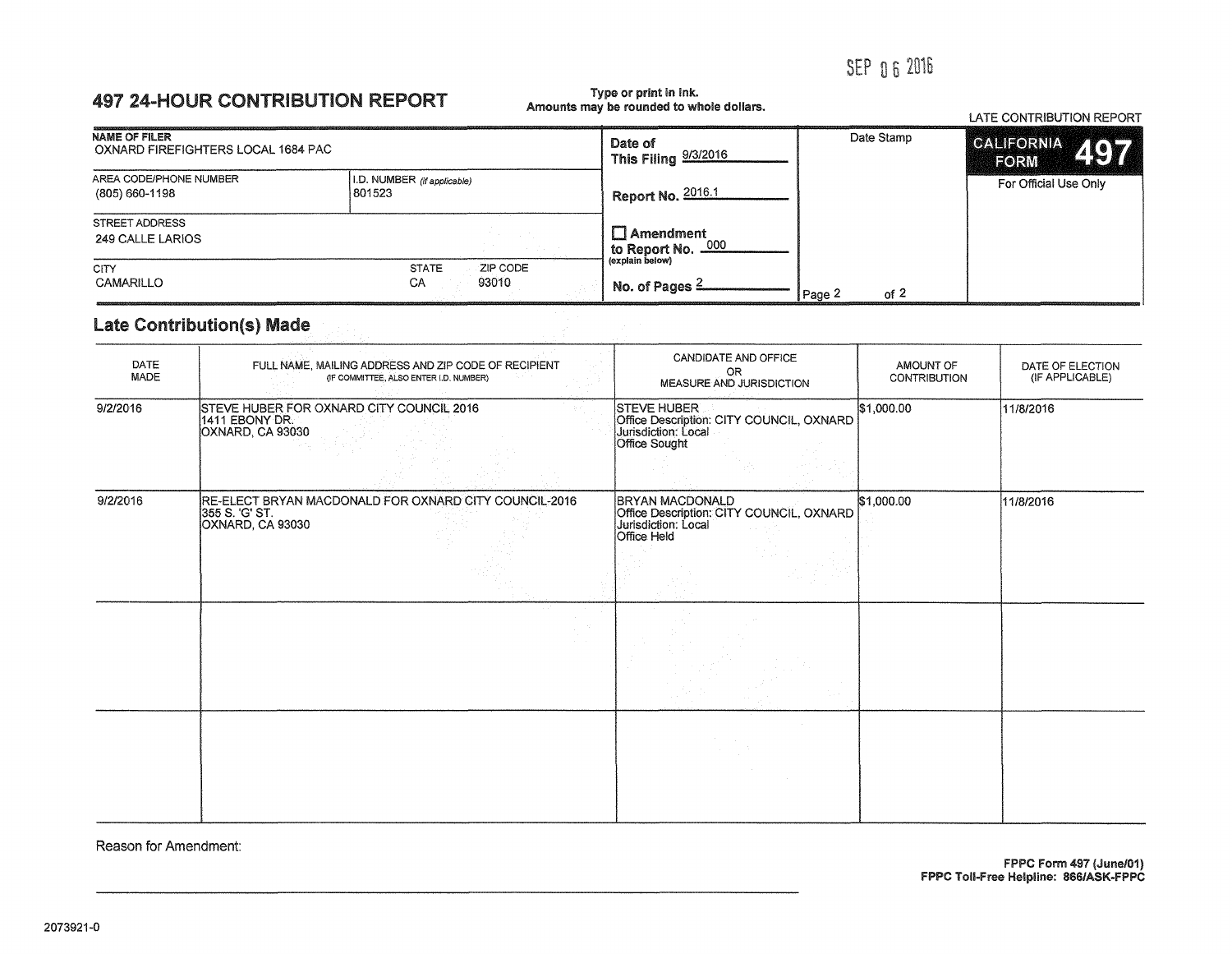SEP 06 2016

# 497 24-HOUR CONTRIBUTION REPORT

**Type or print in ink.**
**Amounts may be rounded to whole dollars.**

LATE CONTRIBUTION REPORT

| | | | | |
|---|---|---|---|---|
| NAME OF FILER<br>OXNARD FIREFIGHTERS LOCAL 1684 PAC | | Date of This Filing 9/3/2016 | Date Stamp | CALIFORNIA FORM **497**<br>For Official Use Only |
| AREA CODE/PHONE NUMBER<br>(805) 660-1198 | I.D. NUMBER *(if applicable)*<br>801523 | Report No. 2016.1 | | |
| STREET ADDRESS<br>249 CALLE LARIOS | | ☐ Amendment to Report No. 000 (explain below) | | |
| CITY<br>CAMARILLO | STATE CA ZIP CODE 93010 | No. of Pages 2 | Page 2 of 2 | |

## Late Contribution(s) Made

| DATE MADE | FULL NAME, MAILING ADDRESS AND ZIP CODE OF RECIPIENT (IF COMMITTEE, ALSO ENTER I.D. NUMBER) | CANDIDATE AND OFFICE OR MEASURE AND JURISDICTION | AMOUNT OF CONTRIBUTION | DATE OF ELECTION (IF APPLICABLE) |
|---|---|---|---|---|
| 9/2/2016 | STEVE HUBER FOR OXNARD CITY COUNCIL 2016<br>1411 EBONY DR.<br>OXNARD, CA 93030 | STEVE HUBER<br>Office Description: CITY COUNCIL, OXNARD<br>Jurisdiction: Local<br>Office Sought | $1,000.00 | 11/8/2016 |
| 9/2/2016 | RE-ELECT BRYAN MACDONALD FOR OXNARD CITY COUNCIL-2016<br>355 S. 'G' ST.<br>OXNARD, CA 93030 | BRYAN MACDONALD<br>Office Description: CITY COUNCIL, OXNARD<br>Jurisdiction: Local<br>Office Held | $1,000.00 | 11/8/2016 |
| | | | | |
| | | | | |

Reason for Amendment:

**FPPC Form 497 (June/01)**
**FPPC Toll-Free Helpline: 866/ASK-FPPC**

2073921-0